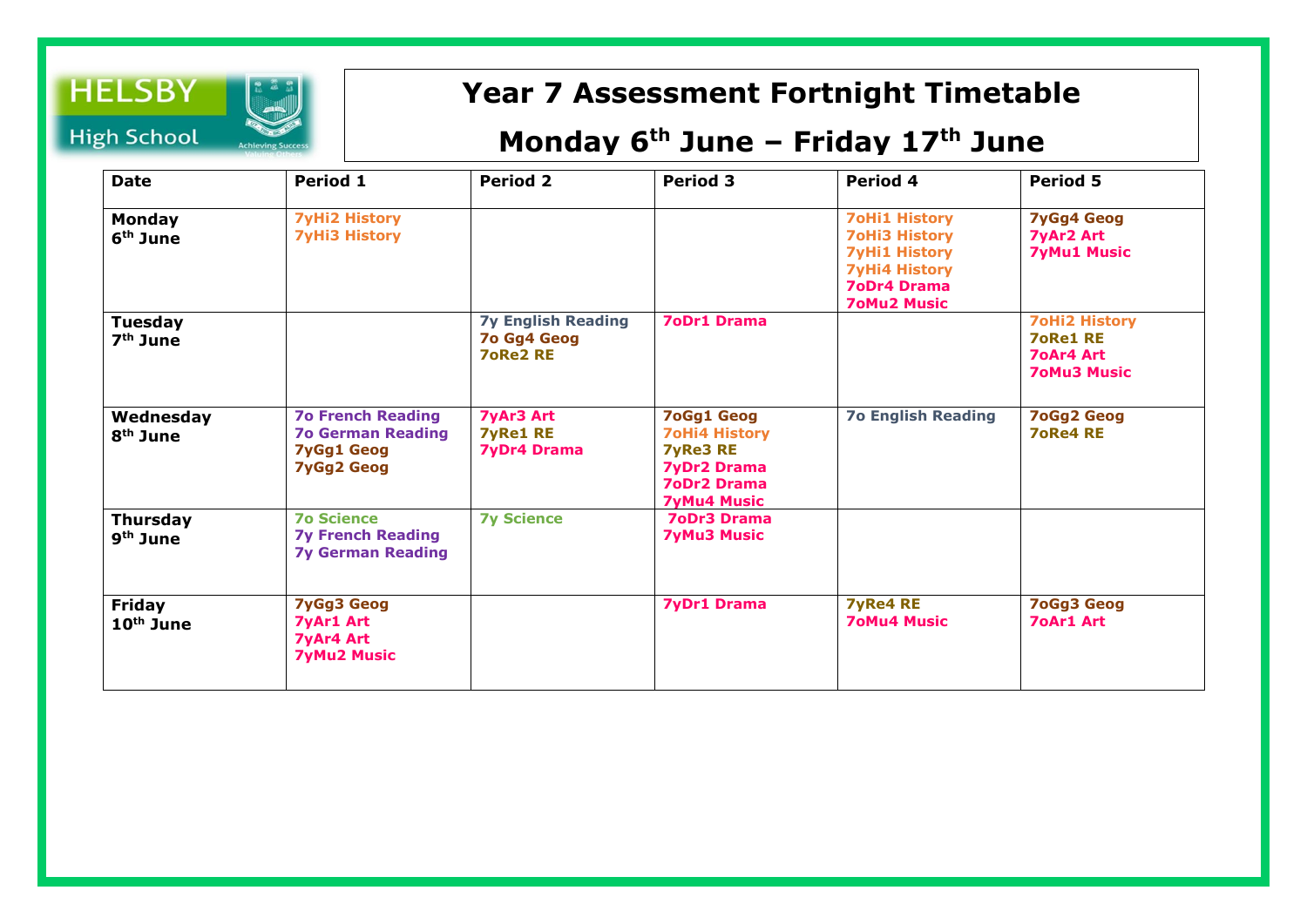HELSBY High School

Achieving Success Valuing Others

# Year 7 Assessment Fortnight Timetable

## Monday 6th June – Friday 17th June

| Date | Period 1 | Period 2 | Period 3 | Period 4 | Period 5 |
|---|---|---|---|---|---|
| **Monday 6th June** | **7yHi2 History**<br>**7yHi3 History** | | | **7oHi1 History**<br>**7oHi3 History**<br>**7yHi1 History**<br>**7yHi4 History**<br>**7oDr4 Drama**<br>**7oMu2 Music** | **7yGg4 Geog**<br>**7yAr2 Art**<br>**7yMu1 Music** |
| **Tuesday 7th June** | | **7y English Reading**<br>**7o Gg4 Geog**<br>**7oRe2 RE** | **7oDr1 Drama** | | **7oHi2 History**<br>**7oRe1 RE**<br>**7oAr4 Art**<br>**7oMu3 Music** |
| **Wednesday 8th June** | **7o French Reading**<br>**7o German Reading**<br>**7yGg1 Geog**<br>**7yGg2 Geog** | **7yAr3 Art**<br>**7yRe1 RE**<br>**7yDr4 Drama** | **7oGg1 Geog**<br>**7oHi4 History**<br>**7yRe3 RE**<br>**7yDr2 Drama**<br>**7oDr2 Drama**<br>**7yMu4 Music** | **7o English Reading** | **7oGg2 Geog**<br>**7oRe4 RE** |
| **Thursday 9th June** | **7o Science**<br>**7y French Reading**<br>**7y German Reading** | **7y Science** | **7oDr3 Drama**<br>**7yMu3 Music** | | |
| **Friday 10th June** | **7yGg3 Geog**<br>**7yAr1 Art**<br>**7yAr4 Art**<br>**7yMu2 Music** | | **7yDr1 Drama** | **7yRe4 RE**<br>**7oMu4 Music** | **7oGg3 Geog**<br>**7oAr1 Art** |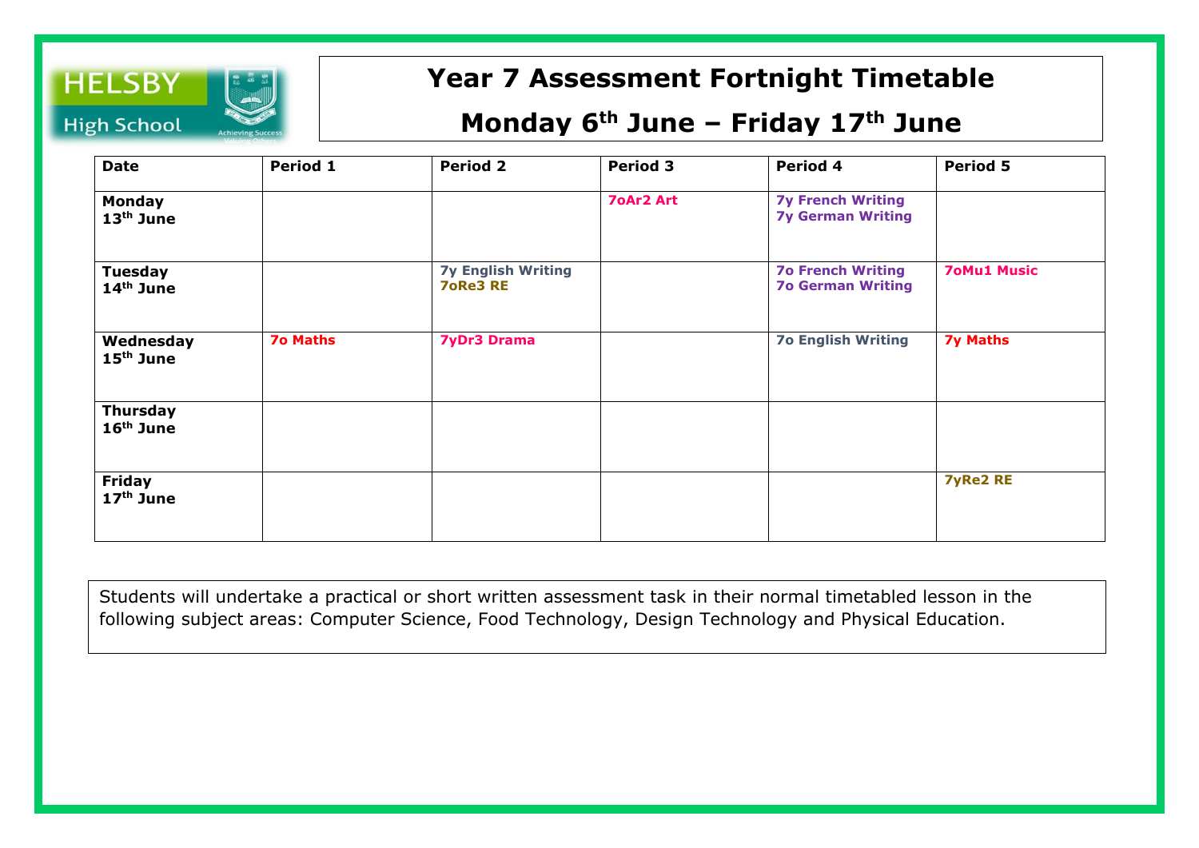HELSBY High School

Achieving Success Valuing Others

# Year 7 Assessment Fortnight Timetable

## Monday 6th June – Friday 17th June

| Date | Period 1 | Period 2 | Period 3 | Period 4 | Period 5 |
|---|---|---|---|---|---|
| **Monday 13th June** | | | **7oAr2 Art** | **7y French Writing**<br>**7y German Writing** | |
| **Tuesday 14th June** | | **7y English Writing**<br>**7oRe3 RE** | | **7o French Writing**<br>**7o German Writing** | **7oMu1 Music** |
| **Wednesday 15th June** | **7o Maths** | **7yDr3 Drama** | | **7o English Writing** | **7y Maths** |
| **Thursday 16th June** | | | | | |
| **Friday 17th June** | | | | | **7yRe2 RE** |

Students will undertake a practical or short written assessment task in their normal timetabled lesson in the following subject areas: Computer Science, Food Technology, Design Technology and Physical Education.